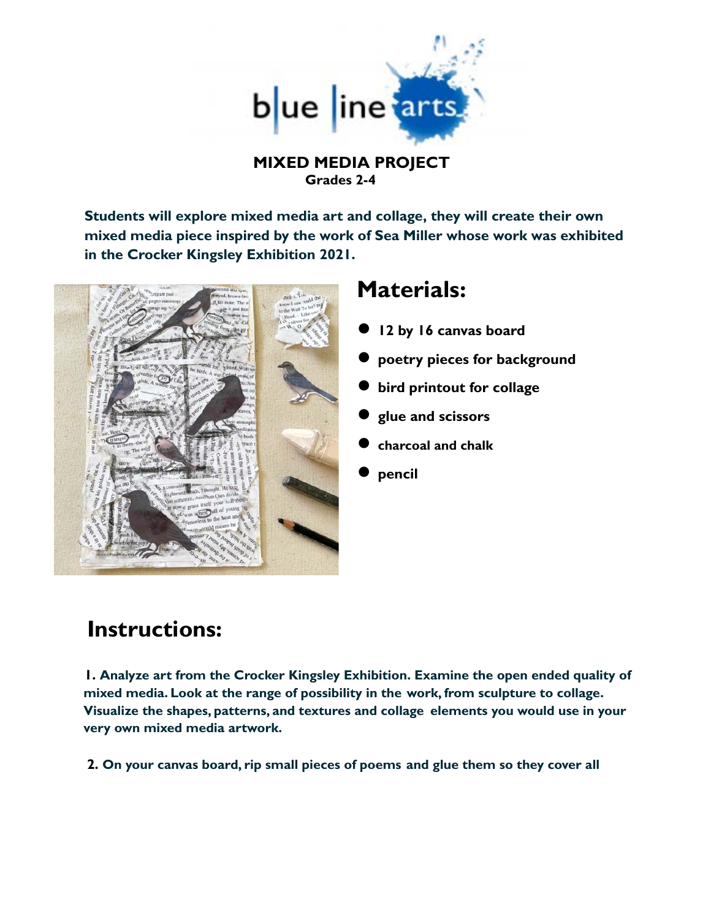**MIXED MEDIA PROJECT**
**Grades 2-4**

**Students will explore mixed media art and collage, they will create their own mixed media piece inspired by the work of Sea Miller whose work was exhibited in the Crocker Kingsley Exhibition 2021.**

## Materials:

- **12 by 16 canvas board**
- **poetry pieces for background**
- **bird printout for collage**
- **glue and scissors**
- **charcoal and chalk**
- **pencil**

## Instructions:

**1. Analyze art from the Crocker Kingsley Exhibition. Examine the open ended quality of mixed media. Look at the range of possibility in the work, from sculpture to collage. Visualize the shapes, patterns, and textures and collage elements you would use in your very own mixed media artwork.**

**2. On your canvas board, rip small pieces of poems and glue them so they cover all**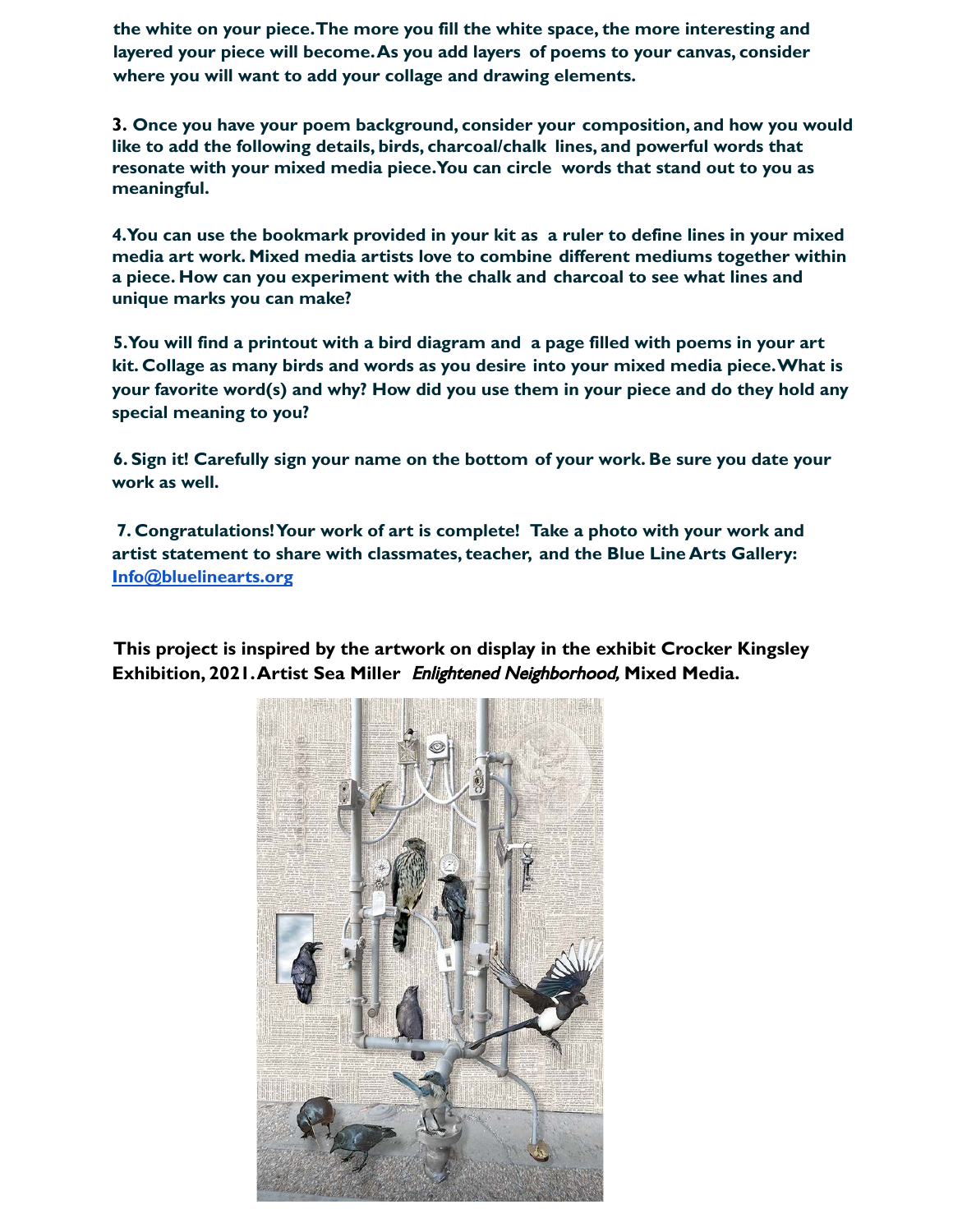**the white on your piece. The more you fill the white space, the more interesting and layered your piece will become. As you add layers of poems to your canvas, consider where you will want to add your collage and drawing elements.**

**3. Once you have your poem background, consider your composition, and how you would like to add the following details, birds, charcoal/chalk lines, and powerful words that resonate with your mixed media piece. You can circle words that stand out to you as meaningful.**

**4. You can use the bookmark provided in your kit as a ruler to define lines in your mixed media art work. Mixed media artists love to combine different mediums together within a piece. How can you experiment with the chalk and charcoal to see what lines and unique marks you can make?**

**5. You will find a printout with a bird diagram and a page filled with poems in your art kit. Collage as many birds and words as you desire into your mixed media piece. What is your favorite word(s) and why? How did you use them in your piece and do they hold any special meaning to you?**

**6. Sign it! Carefully sign your name on the bottom of your work. Be sure you date your work as well.**

**7. Congratulations! Your work of art is complete! Take a photo with your work and artist statement to share with classmates, teacher, and the Blue Line Arts Gallery: [Info@bluelinearts.org](mailto:Info@bluelinearts.org)**

**This project is inspired by the artwork on display in the exhibit Crocker Kingsley Exhibition, 2021. Artist Sea Miller** ***Enlightened Neighborhood,*** **Mixed Media.**